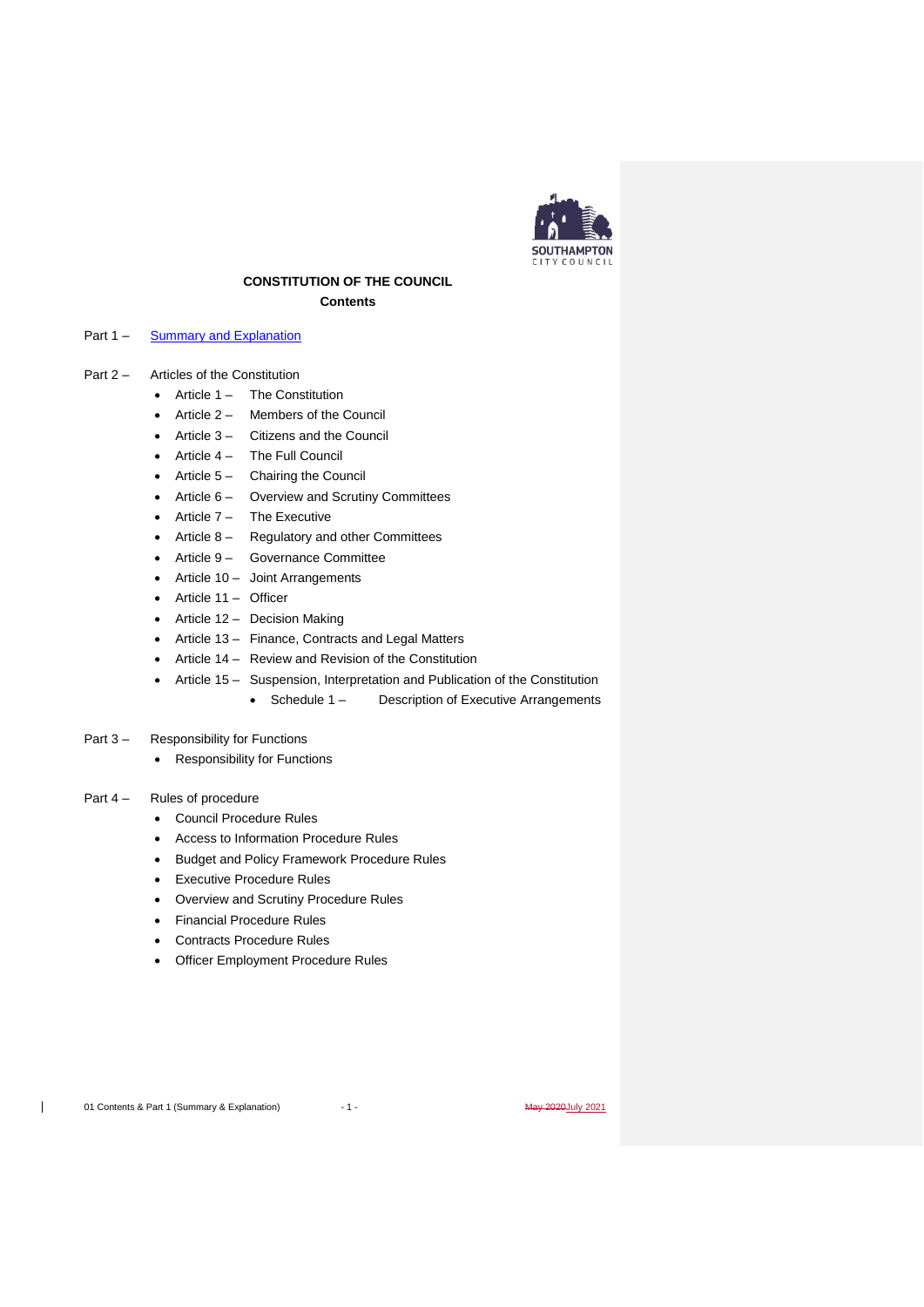# CONSTITUTION OF THE COUNCIL

## Contents

Part 1 – [Summary and Explanation]

Part 2 – Articles of the Constitution

- Article 1 – The Constitution
- Article 2 – Members of the Council
- Article 3 – Citizens and the Council
- Article 4 – The Full Council
- Article 5 – Chairing the Council
- Article 6 – Overview and Scrutiny Committees
- Article 7 – The Executive
- Article 8 – Regulatory and other Committees
- Article 9 – Governance Committee
- Article 10 – Joint Arrangements
- Article 11 – Officer
- Article 12 – Decision Making
- Article 13 – Finance, Contracts and Legal Matters
- Article 14 – Review and Revision of the Constitution
- Article 15 – Suspension, Interpretation and Publication of the Constitution
  - Schedule 1 – Description of Executive Arrangements

Part 3 – Responsibility for Functions

- Responsibility for Functions

Part 4 – Rules of procedure

- Council Procedure Rules
- Access to Information Procedure Rules
- Budget and Policy Framework Procedure Rules
- Executive Procedure Rules
- Overview and Scrutiny Procedure Rules
- Financial Procedure Rules
- Contracts Procedure Rules
- Officer Employment Procedure Rules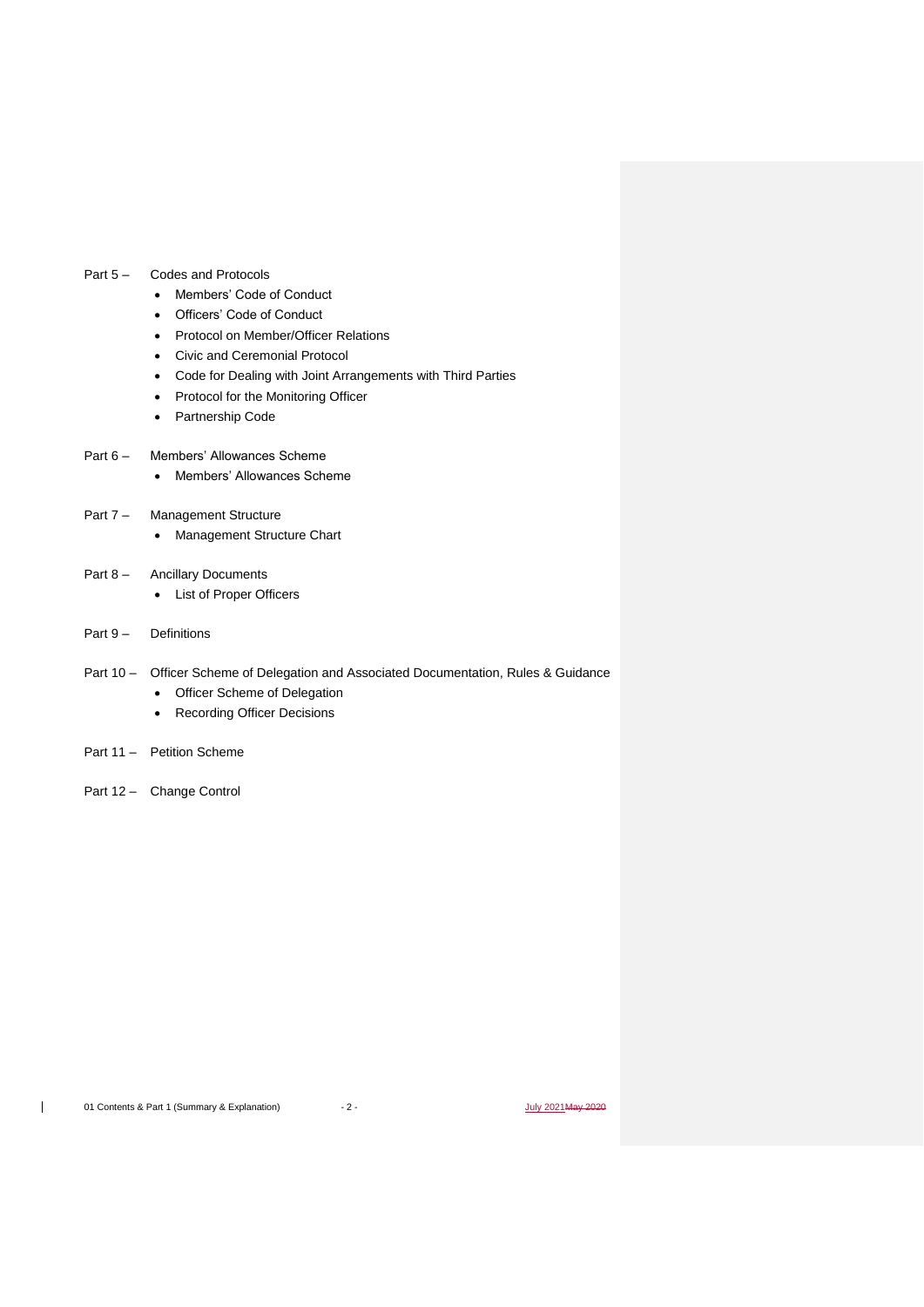Part 5 – Codes and Protocols

- Members' Code of Conduct
- Officers' Code of Conduct
- Protocol on Member/Officer Relations
- Civic and Ceremonial Protocol
- Code for Dealing with Joint Arrangements with Third Parties
- Protocol for the Monitoring Officer
- Partnership Code

Part 6 – Members' Allowances Scheme

- Members' Allowances Scheme

Part 7 – Management Structure

- Management Structure Chart

Part 8 – Ancillary Documents

- List of Proper Officers

Part 9 – Definitions

Part 10 – Officer Scheme of Delegation and Associated Documentation, Rules & Guidance

- Officer Scheme of Delegation
- Recording Officer Decisions

Part 11 – Petition Scheme

Part 12 – Change Control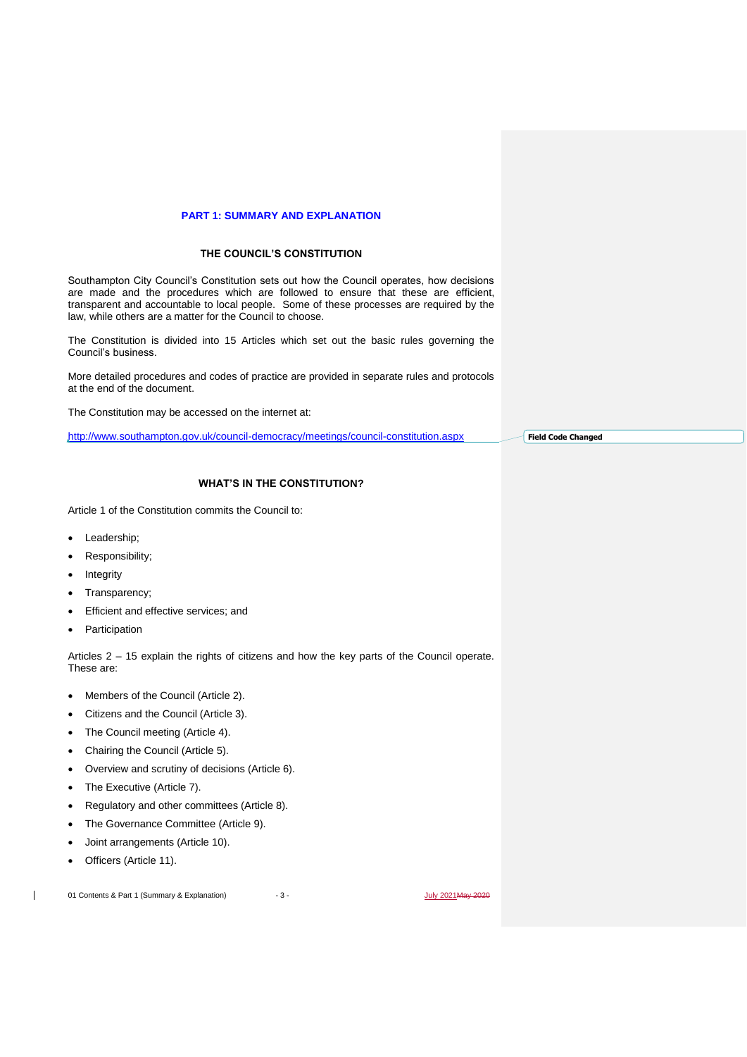# PART 1: SUMMARY AND EXPLANATION

## THE COUNCIL'S CONSTITUTION

Southampton City Council's Constitution sets out how the Council operates, how decisions are made and the procedures which are followed to ensure that these are efficient, transparent and accountable to local people. Some of these processes are required by the law, while others are a matter for the Council to choose.

The Constitution is divided into 15 Articles which set out the basic rules governing the Council's business.

More detailed procedures and codes of practice are provided in separate rules and protocols at the end of the document.

The Constitution may be accessed on the internet at:

http://www.southampton.gov.uk/council-democracy/meetings/council-constitution.aspx

## WHAT'S IN THE CONSTITUTION?

Article 1 of the Constitution commits the Council to:

- Leadership;
- Responsibility;
- Integrity
- Transparency;
- Efficient and effective services; and
- Participation

Articles 2 – 15 explain the rights of citizens and how the key parts of the Council operate. These are:

- Members of the Council (Article 2).
- Citizens and the Council (Article 3).
- The Council meeting (Article 4).
- Chairing the Council (Article 5).
- Overview and scrutiny of decisions (Article 6).
- The Executive (Article 7).
- Regulatory and other committees (Article 8).
- The Governance Committee (Article 9).
- Joint arrangements (Article 10).
- Officers (Article 11).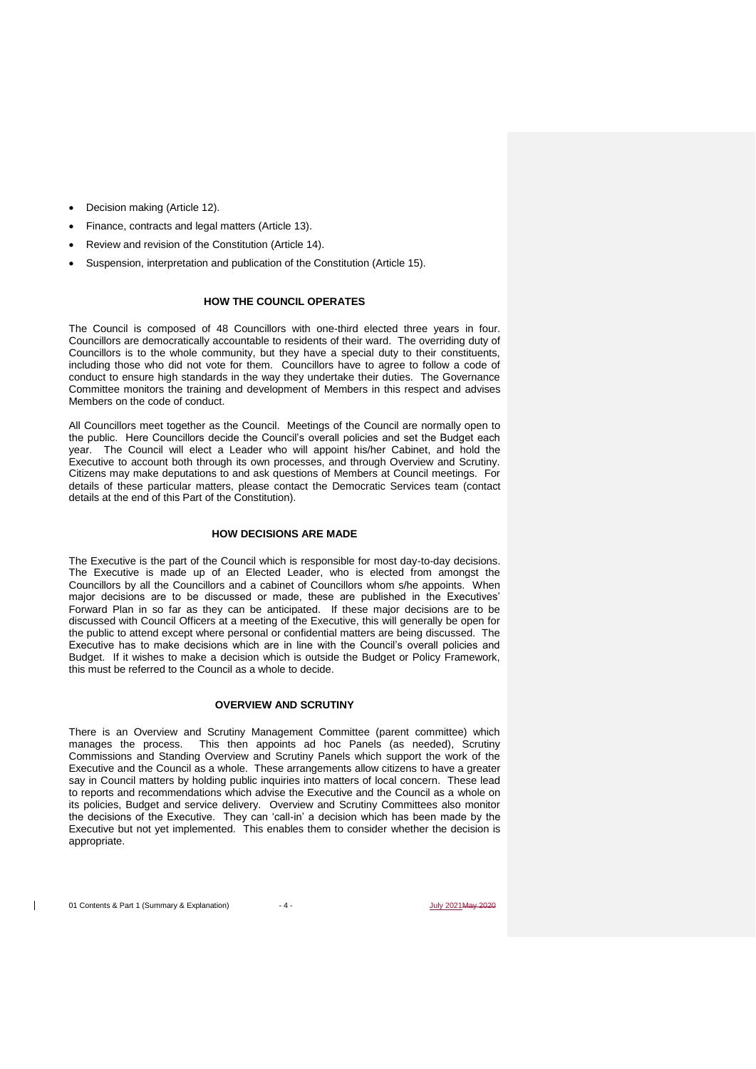- Decision making (Article 12).
- Finance, contracts and legal matters (Article 13).
- Review and revision of the Constitution (Article 14).
- Suspension, interpretation and publication of the Constitution (Article 15).

## HOW THE COUNCIL OPERATES

The Council is composed of 48 Councillors with one-third elected three years in four. Councillors are democratically accountable to residents of their ward. The overriding duty of Councillors is to the whole community, but they have a special duty to their constituents, including those who did not vote for them. Councillors have to agree to follow a code of conduct to ensure high standards in the way they undertake their duties. The Governance Committee monitors the training and development of Members in this respect and advises Members on the code of conduct.

All Councillors meet together as the Council. Meetings of the Council are normally open to the public. Here Councillors decide the Council's overall policies and set the Budget each year. The Council will elect a Leader who will appoint his/her Cabinet, and hold the Executive to account both through its own processes, and through Overview and Scrutiny. Citizens may make deputations to and ask questions of Members at Council meetings. For details of these particular matters, please contact the Democratic Services team (contact details at the end of this Part of the Constitution).

## HOW DECISIONS ARE MADE

The Executive is the part of the Council which is responsible for most day-to-day decisions. The Executive is made up of an Elected Leader, who is elected from amongst the Councillors by all the Councillors and a cabinet of Councillors whom s/he appoints. When major decisions are to be discussed or made, these are published in the Executives' Forward Plan in so far as they can be anticipated. If these major decisions are to be discussed with Council Officers at a meeting of the Executive, this will generally be open for the public to attend except where personal or confidential matters are being discussed. The Executive has to make decisions which are in line with the Council's overall policies and Budget. If it wishes to make a decision which is outside the Budget or Policy Framework, this must be referred to the Council as a whole to decide.

## OVERVIEW AND SCRUTINY

There is an Overview and Scrutiny Management Committee (parent committee) which manages the process. This then appoints ad hoc Panels (as needed), Scrutiny Commissions and Standing Overview and Scrutiny Panels which support the work of the Executive and the Council as a whole. These arrangements allow citizens to have a greater say in Council matters by holding public inquiries into matters of local concern. These lead to reports and recommendations which advise the Executive and the Council as a whole on its policies, Budget and service delivery. Overview and Scrutiny Committees also monitor the decisions of the Executive. They can 'call-in' a decision which has been made by the Executive but not yet implemented. This enables them to consider whether the decision is appropriate.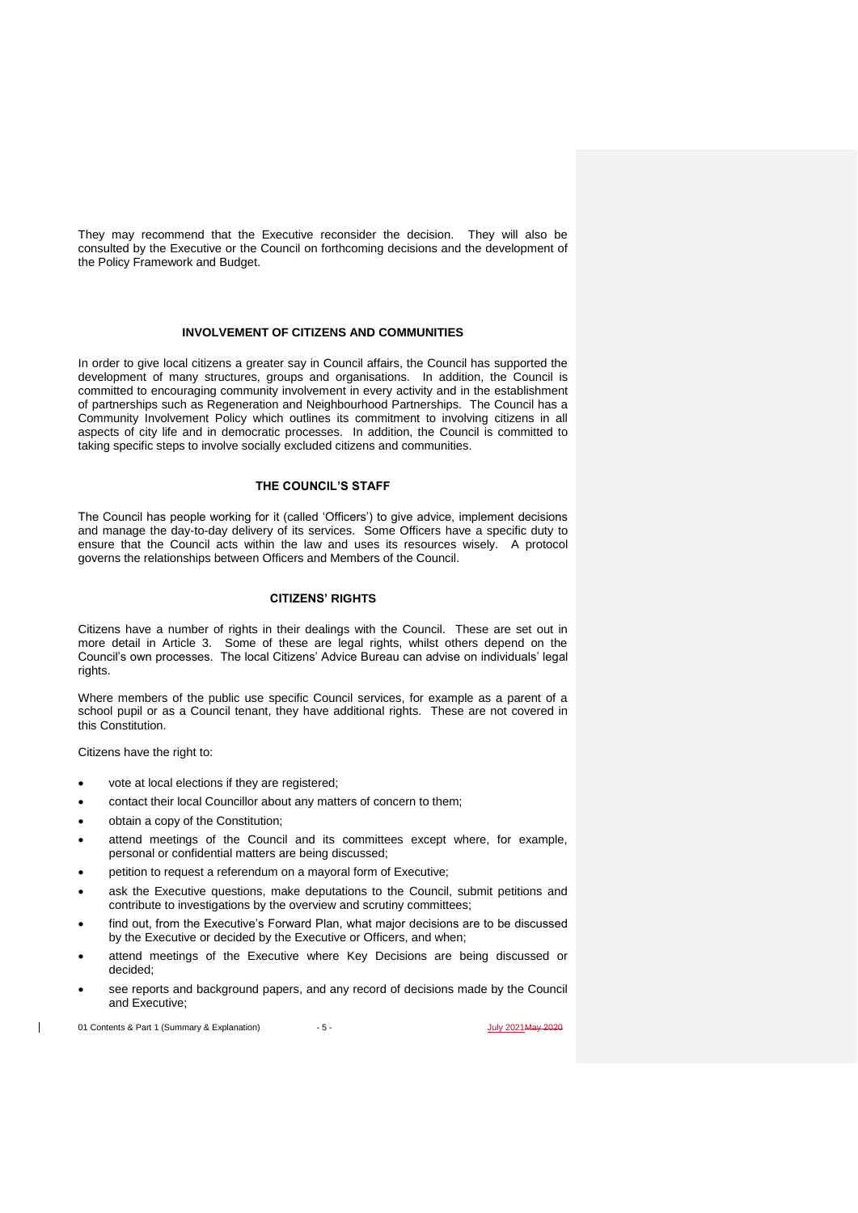They may recommend that the Executive reconsider the decision. They will also be consulted by the Executive or the Council on forthcoming decisions and the development of the Policy Framework and Budget.

### INVOLVEMENT OF CITIZENS AND COMMUNITIES

In order to give local citizens a greater say in Council affairs, the Council has supported the development of many structures, groups and organisations. In addition, the Council is committed to encouraging community involvement in every activity and in the establishment of partnerships such as Regeneration and Neighbourhood Partnerships. The Council has a Community Involvement Policy which outlines its commitment to involving citizens in all aspects of city life and in democratic processes. In addition, the Council is committed to taking specific steps to involve socially excluded citizens and communities.

### THE COUNCIL'S STAFF

The Council has people working for it (called 'Officers') to give advice, implement decisions and manage the day-to-day delivery of its services. Some Officers have a specific duty to ensure that the Council acts within the law and uses its resources wisely. A protocol governs the relationships between Officers and Members of the Council.

### CITIZENS' RIGHTS

Citizens have a number of rights in their dealings with the Council. These are set out in more detail in Article 3. Some of these are legal rights, whilst others depend on the Council's own processes. The local Citizens' Advice Bureau can advise on individuals' legal rights.

Where members of the public use specific Council services, for example as a parent of a school pupil or as a Council tenant, they have additional rights. These are not covered in this Constitution.

Citizens have the right to:

- vote at local elections if they are registered;
- contact their local Councillor about any matters of concern to them;
- obtain a copy of the Constitution;
- attend meetings of the Council and its committees except where, for example, personal or confidential matters are being discussed;
- petition to request a referendum on a mayoral form of Executive;
- ask the Executive questions, make deputations to the Council, submit petitions and contribute to investigations by the overview and scrutiny committees;
- find out, from the Executive's Forward Plan, what major decisions are to be discussed by the Executive or decided by the Executive or Officers, and when;
- attend meetings of the Executive where Key Decisions are being discussed or decided;
- see reports and background papers, and any record of decisions made by the Council and Executive;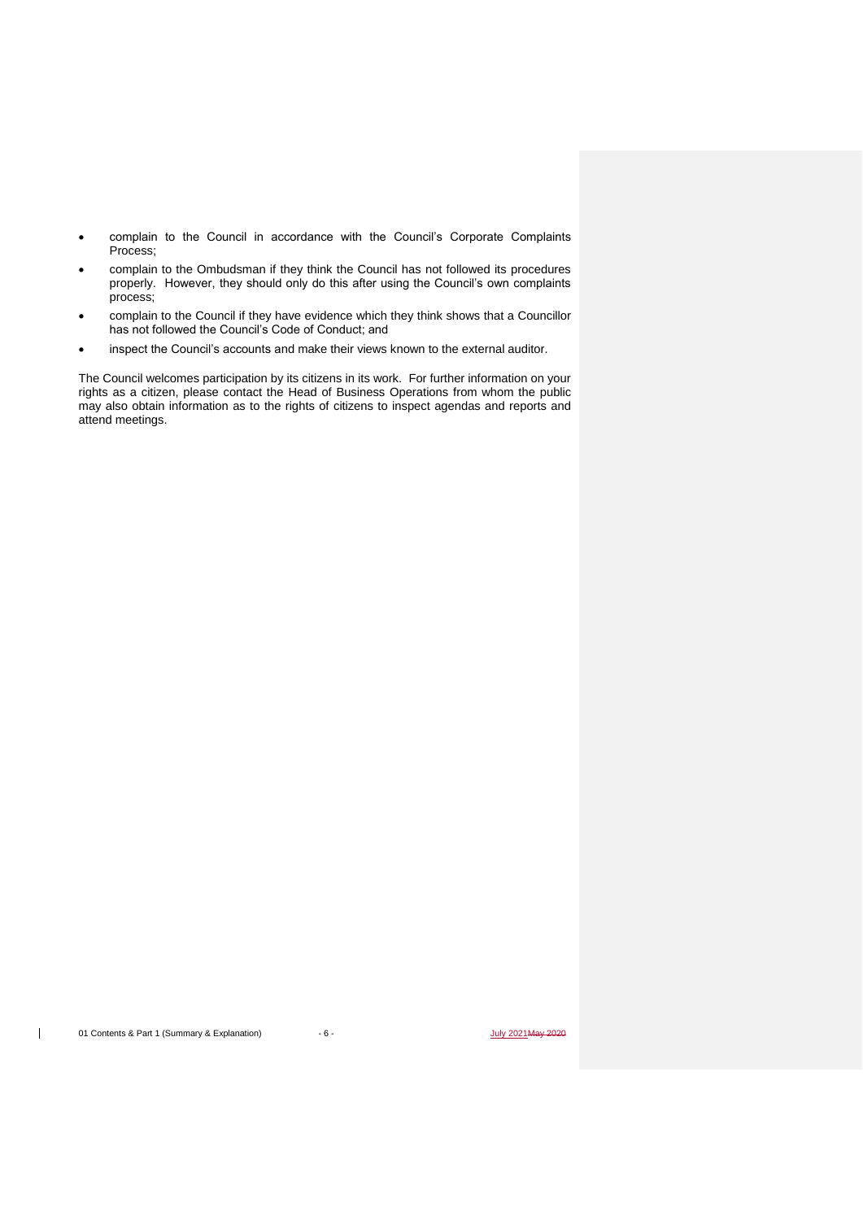- complain to the Council in accordance with the Council's Corporate Complaints Process;
- complain to the Ombudsman if they think the Council has not followed its procedures properly. However, they should only do this after using the Council's own complaints process;
- complain to the Council if they have evidence which they think shows that a Councillor has not followed the Council's Code of Conduct; and
- inspect the Council's accounts and make their views known to the external auditor.

The Council welcomes participation by its citizens in its work. For further information on your rights as a citizen, please contact the Head of Business Operations from whom the public may also obtain information as to the rights of citizens to inspect agendas and reports and attend meetings.